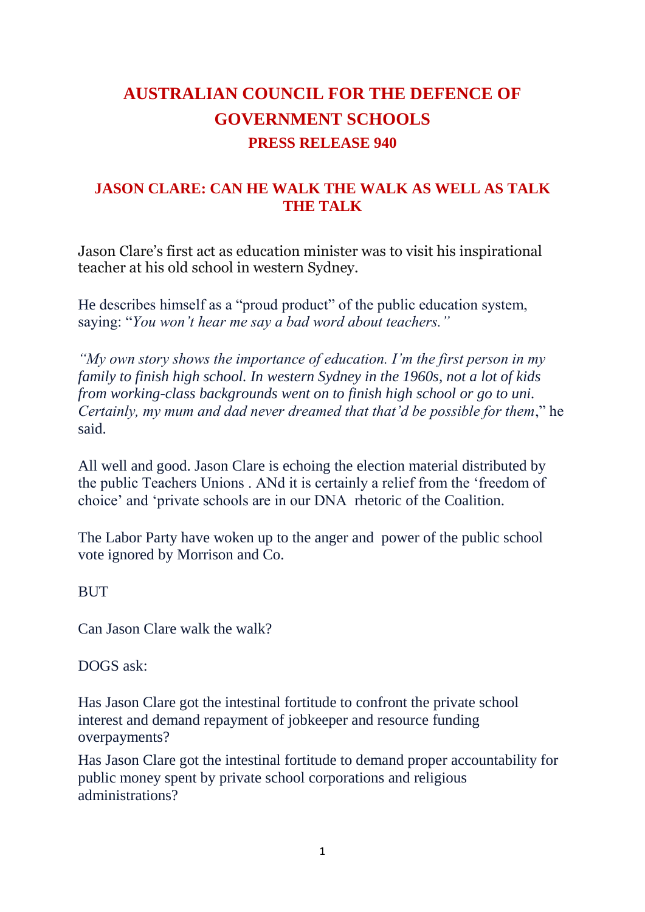# AUSTRALIAN COUNCIL FOR THE DEFENCE OF GOVERNMENT SCHOOLS

## PRESS RELEASE 940

## JASON CLARE: CAN HE WALK THE WALK AS WELL AS TALK THE TALK

Jason Clare's first act as education minister was to visit his inspirational teacher at his old school in western Sydney.

He describes himself as a "proud product" of the public education system, saying: "*You won't hear me say a bad word about teachers.*"

*"My own story shows the importance of education. I'm the first person in my family to finish high school. In western Sydney in the 1960s, not a lot of kids from working-class backgrounds went on to finish high school or go to uni. Certainly, my mum and dad never dreamed that that'd be possible for them*," he said.

All well and good. Jason Clare is echoing the election material distributed by the public Teachers Unions . ANd it is certainly a relief from the 'freedom of choice' and 'private schools are in our DNA rhetoric of the Coalition.

The Labor Party have woken up to the anger and power of the public school vote ignored by Morrison and Co.

BUT

Can Jason Clare walk the walk?

DOGS ask:

Has Jason Clare got the intestinal fortitude to confront the private school interest and demand repayment of jobkeeper and resource funding overpayments?

Has Jason Clare got the intestinal fortitude to demand proper accountability for public money spent by private school corporations and religious administrations?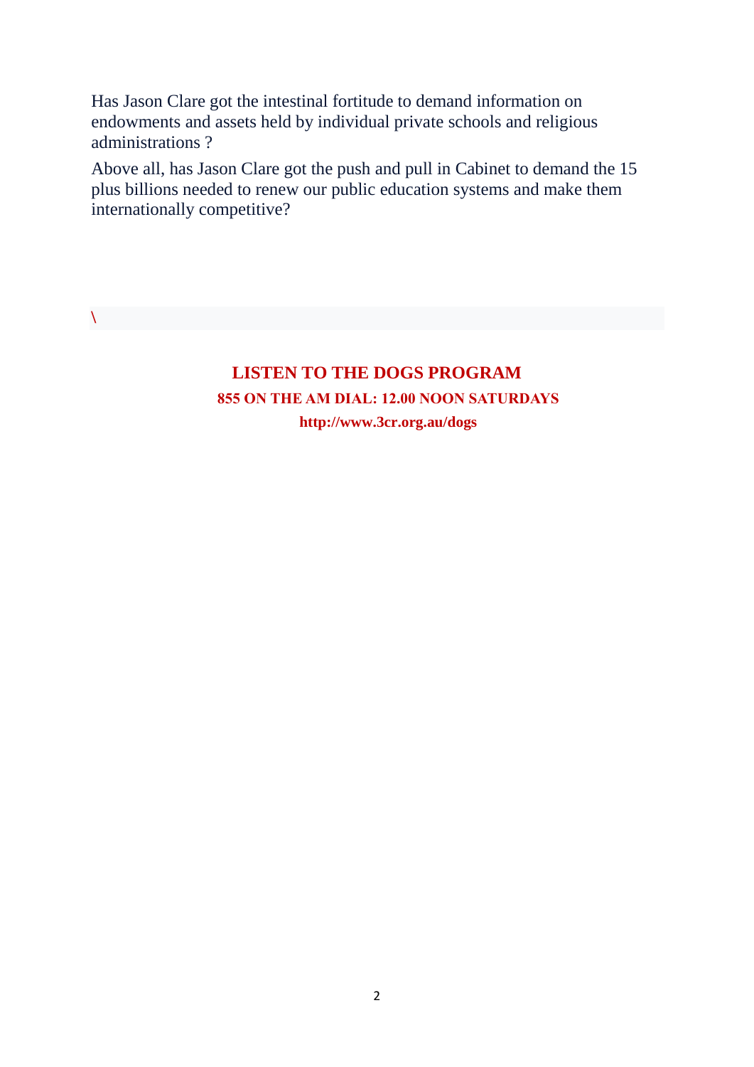Has Jason Clare got the intestinal fortitude to demand information on endowments and assets held by individual private schools and religious administrations ?

Above all, has Jason Clare got the push and pull in Cabinet to demand the 15 plus billions needed to renew our public education systems and make them internationally competitive?

\

**LISTEN TO THE DOGS PROGRAM**

**855 ON THE AM DIAL: 12.00 NOON SATURDAYS**

**http://www.3cr.org.au/dogs**